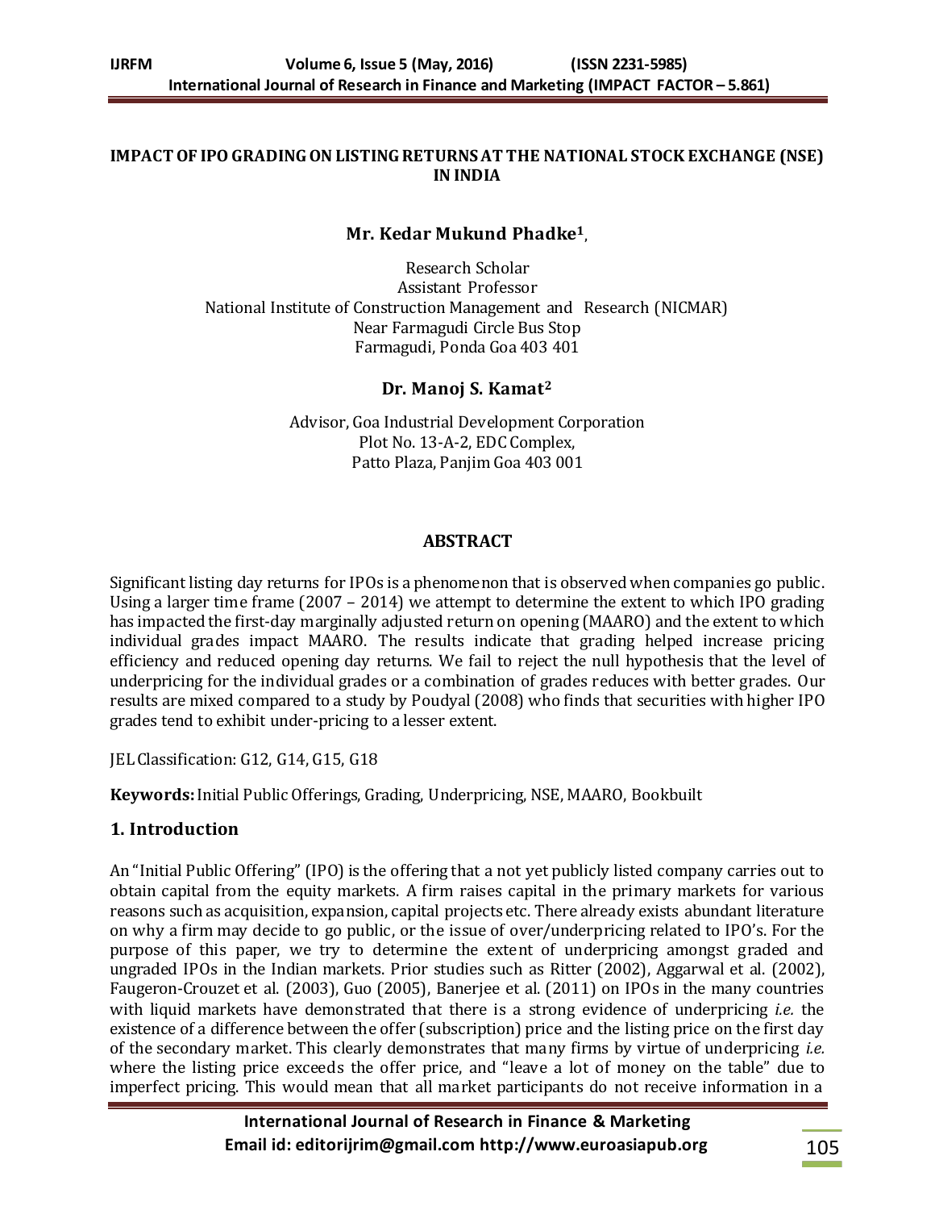# IMPACT OF IPO GRADING ON LISTING RETURNS AT THE NATIONAL STOCK EXCHANGE (NSE) IN INDIA

**Mr. Kedar Mukund Phadke**[1],

Research Scholar
Assistant Professor
National Institute of Construction Management and Research (NICMAR)
Near Farmagudi Circle Bus Stop
Farmagudi, Ponda Goa 403 401

**Dr. Manoj S. Kamat**[2]

Advisor, Goa Industrial Development Corporation
Plot No. 13-A-2, EDC Complex,
Patto Plaza, Panjim Goa 403 001

## ABSTRACT

Significant listing day returns for IPOs is a phenomenon that is observed when companies go public. Using a larger time frame (2007 – 2014) we attempt to determine the extent to which IPO grading has impacted the first-day marginally adjusted return on opening (MAARO) and the extent to which individual grades impact MAARO. The results indicate that grading helped increase pricing efficiency and reduced opening day returns. We fail to reject the null hypothesis that the level of underpricing for the individual grades or a combination of grades reduces with better grades. Our results are mixed compared to a study by Poudyal (2008) who finds that securities with higher IPO grades tend to exhibit under-pricing to a lesser extent.

JEL Classification: G12, G14, G15, G18

**Keywords:** Initial Public Offerings, Grading, Underpricing, NSE, MAARO, Bookbuilt

## 1. Introduction

An "Initial Public Offering" (IPO) is the offering that a not yet publicly listed company carries out to obtain capital from the equity markets. A firm raises capital in the primary markets for various reasons such as acquisition, expansion, capital projects etc. There already exists abundant literature on why a firm may decide to go public, or the issue of over/underpricing related to IPO's. For the purpose of this paper, we try to determine the extent of underpricing amongst graded and ungraded IPOs in the Indian markets. Prior studies such as Ritter (2002), Aggarwal et al. (2002), Faugeron-Crouzet et al. (2003), Guo (2005), Banerjee et al. (2011) on IPOs in the many countries with liquid markets have demonstrated that there is a strong evidence of underpricing *i.e.* the existence of a difference between the offer (subscription) price and the listing price on the first day of the secondary market. This clearly demonstrates that many firms by virtue of underpricing *i.e.* where the listing price exceeds the offer price, and "leave a lot of money on the table" due to imperfect pricing. This would mean that all market participants do not receive information in a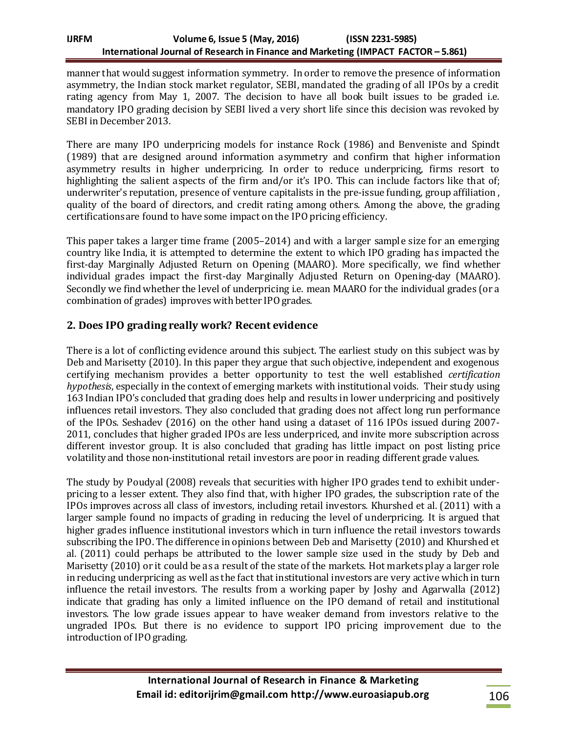manner that would suggest information symmetry. In order to remove the presence of information asymmetry, the Indian stock market regulator, SEBI, mandated the grading of all IPOs by a credit rating agency from May 1, 2007. The decision to have all book built issues to be graded i.e. mandatory IPO grading decision by SEBI lived a very short life since this decision was revoked by SEBI in December 2013.

There are many IPO underpricing models for instance Rock (1986) and Benveniste and Spindt (1989) that are designed around information asymmetry and confirm that higher information asymmetry results in higher underpricing. In order to reduce underpricing, firms resort to highlighting the salient aspects of the firm and/or it's IPO. This can include factors like that of; underwriter's reputation, presence of venture capitalists in the pre-issue funding, group affiliation, quality of the board of directors, and credit rating among others. Among the above, the grading certifications are found to have some impact on the IPO pricing efficiency.

This paper takes a larger time frame (2005–2014) and with a larger sample size for an emerging country like India, it is attempted to determine the extent to which IPO grading has impacted the first-day Marginally Adjusted Return on Opening (MAARO). More specifically, we find whether individual grades impact the first-day Marginally Adjusted Return on Opening-day (MAARO). Secondly we find whether the level of underpricing i.e. mean MAARO for the individual grades (or a combination of grades) improves with better IPO grades.

## 2. Does IPO grading really work? Recent evidence

There is a lot of conflicting evidence around this subject. The earliest study on this subject was by Deb and Marisetty (2010). In this paper they argue that such objective, independent and exogenous certifying mechanism provides a better opportunity to test the well established *certification hypothesis*, especially in the context of emerging markets with institutional voids. Their study using 163 Indian IPO's concluded that grading does help and results in lower underpricing and positively influences retail investors. They also concluded that grading does not affect long run performance of the IPOs. Seshadev (2016) on the other hand using a dataset of 116 IPOs issued during 2007-2011, concludes that higher graded IPOs are less underpriced, and invite more subscription across different investor group. It is also concluded that grading has little impact on post listing price volatility and those non-institutional retail investors are poor in reading different grade values.

The study by Poudyal (2008) reveals that securities with higher IPO grades tend to exhibit under-pricing to a lesser extent. They also find that, with higher IPO grades, the subscription rate of the IPOs improves across all class of investors, including retail investors. Khurshed et al. (2011) with a larger sample found no impacts of grading in reducing the level of underpricing. It is argued that higher grades influence institutional investors which in turn influence the retail investors towards subscribing the IPO. The difference in opinions between Deb and Marisetty (2010) and Khurshed et al. (2011) could perhaps be attributed to the lower sample size used in the study by Deb and Marisetty (2010) or it could be as a result of the state of the markets. Hot markets play a larger role in reducing underpricing as well as the fact that institutional investors are very active which in turn influence the retail investors. The results from a working paper by Joshy and Agarwalla (2012) indicate that grading has only a limited influence on the IPO demand of retail and institutional investors. The low grade issues appear to have weaker demand from investors relative to the ungraded IPOs. But there is no evidence to support IPO pricing improvement due to the introduction of IPO grading.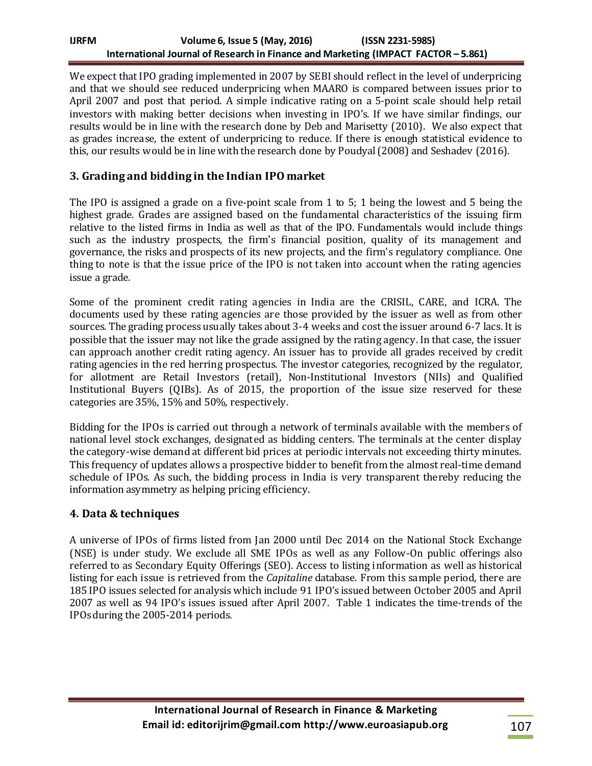We expect that IPO grading implemented in 2007 by SEBI should reflect in the level of underpricing and that we should see reduced underpricing when MAARO is compared between issues prior to April 2007 and post that period. A simple indicative rating on a 5-point scale should help retail investors with making better decisions when investing in IPO's. If we have similar findings, our results would be in line with the research done by Deb and Marisetty (2010). We also expect that as grades increase, the extent of underpricing to reduce. If there is enough statistical evidence to this, our results would be in line with the research done by Poudyal (2008) and Seshadev (2016).

## 3. Grading and bidding in the Indian IPO market

The IPO is assigned a grade on a five-point scale from 1 to 5; 1 being the lowest and 5 being the highest grade. Grades are assigned based on the fundamental characteristics of the issuing firm relative to the listed firms in India as well as that of the IPO. Fundamentals would include things such as the industry prospects, the firm's financial position, quality of its management and governance, the risks and prospects of its new projects, and the firm's regulatory compliance. One thing to note is that the issue price of the IPO is not taken into account when the rating agencies issue a grade.

Some of the prominent credit rating agencies in India are the CRISIL, CARE, and ICRA. The documents used by these rating agencies are those provided by the issuer as well as from other sources. The grading process usually takes about 3-4 weeks and cost the issuer around 6-7 lacs. It is possible that the issuer may not like the grade assigned by the rating agency. In that case, the issuer can approach another credit rating agency. An issuer has to provide all grades received by credit rating agencies in the red herring prospectus. The investor categories, recognized by the regulator, for allotment are Retail Investors (retail), Non-Institutional Investors (NIIs) and Qualified Institutional Buyers (QIBs). As of 2015, the proportion of the issue size reserved for these categories are 35%, 15% and 50%, respectively.

Bidding for the IPOs is carried out through a network of terminals available with the members of national level stock exchanges, designated as bidding centers. The terminals at the center display the category-wise demand at different bid prices at periodic intervals not exceeding thirty minutes. This frequency of updates allows a prospective bidder to benefit from the almost real-time demand schedule of IPOs. As such, the bidding process in India is very transparent thereby reducing the information asymmetry as helping pricing efficiency.

## 4. Data & techniques

A universe of IPOs of firms listed from Jan 2000 until Dec 2014 on the National Stock Exchange (NSE) is under study. We exclude all SME IPOs as well as any Follow-On public offerings also referred to as Secondary Equity Offerings (SEO). Access to listing information as well as historical listing for each issue is retrieved from the *Capitaline* database. From this sample period, there are 185 IPO issues selected for analysis which include 91 IPO's issued between October 2005 and April 2007 as well as 94 IPO's issues issued after April 2007. Table 1 indicates the time-trends of the IPOs during the 2005-2014 periods.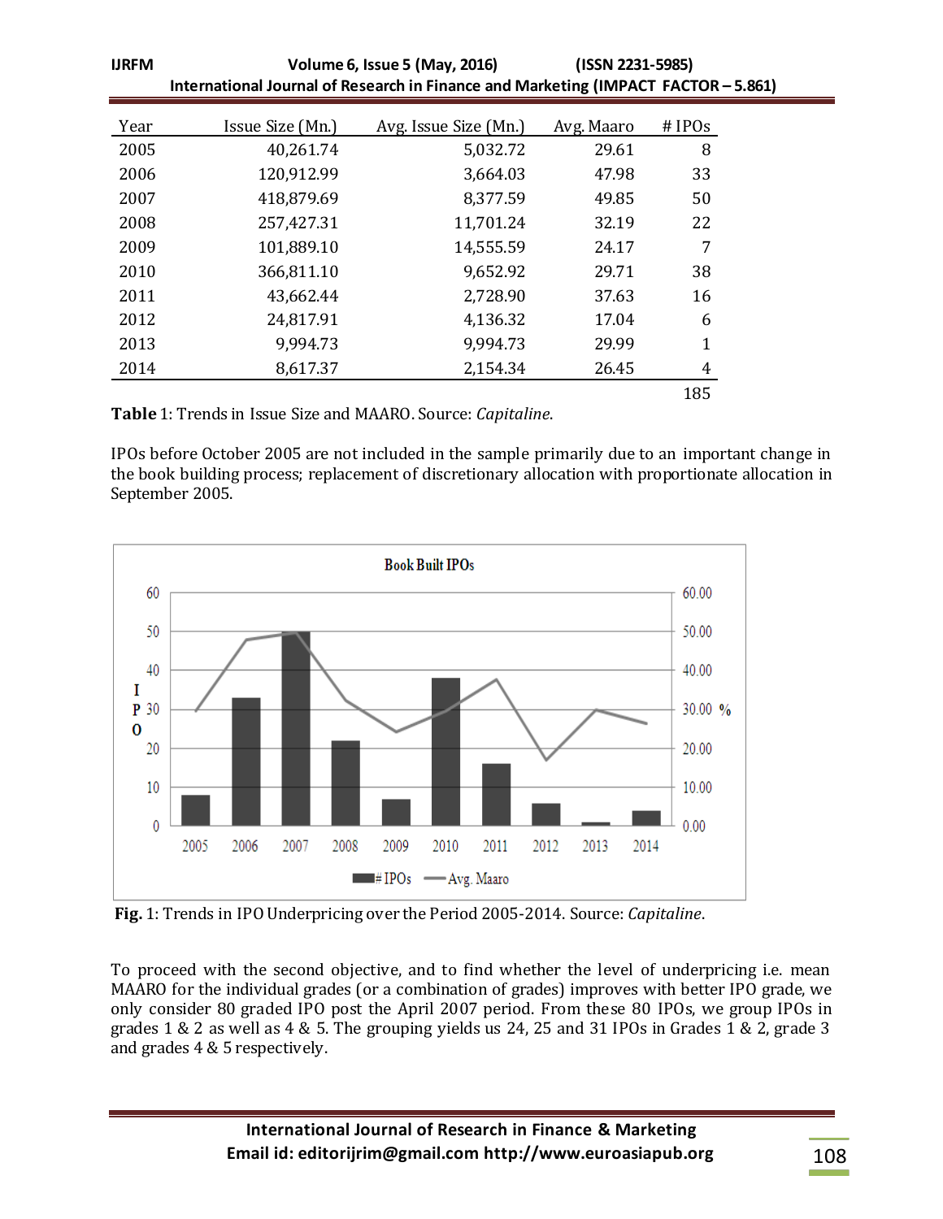| Year | Issue Size (Mn.) | Avg. Issue Size (Mn.) | Avg. Maaro | # IPOs |
|---|---|---|---|---|
| 2005 | 40,261.74 | 5,032.72 | 29.61 | 8 |
| 2006 | 120,912.99 | 3,664.03 | 47.98 | 33 |
| 2007 | 418,879.69 | 8,377.59 | 49.85 | 50 |
| 2008 | 257,427.31 | 11,701.24 | 32.19 | 22 |
| 2009 | 101,889.10 | 14,555.59 | 24.17 | 7 |
| 2010 | 366,811.10 | 9,652.92 | 29.71 | 38 |
| 2011 | 43,662.44 | 2,728.90 | 37.63 | 16 |
| 2012 | 24,817.91 | 4,136.32 | 17.04 | 6 |
| 2013 | 9,994.73 | 9,994.73 | 29.99 | 1 |
| 2014 | 8,617.37 | 2,154.34 | 26.45 | 4 |
| | | | | 185 |

**Table** 1: Trends in Issue Size and MAARO. Source: *Capitaline*.

IPOs before October 2005 are not included in the sample primarily due to an important change in the book building process; replacement of discretionary allocation with proportionate allocation in September 2005.

**Fig.** 1: Trends in IPO Underpricing over the Period 2005-2014. Source: *Capitaline*.

To proceed with the second objective, and to find whether the level of underpricing i.e. mean MAARO for the individual grades (or a combination of grades) improves with better IPO grade, we only consider 80 graded IPO post the April 2007 period. From these 80 IPOs, we group IPOs in grades 1 & 2 as well as 4 & 5. The grouping yields us 24, 25 and 31 IPOs in Grades 1 & 2, grade 3 and grades 4 & 5 respectively.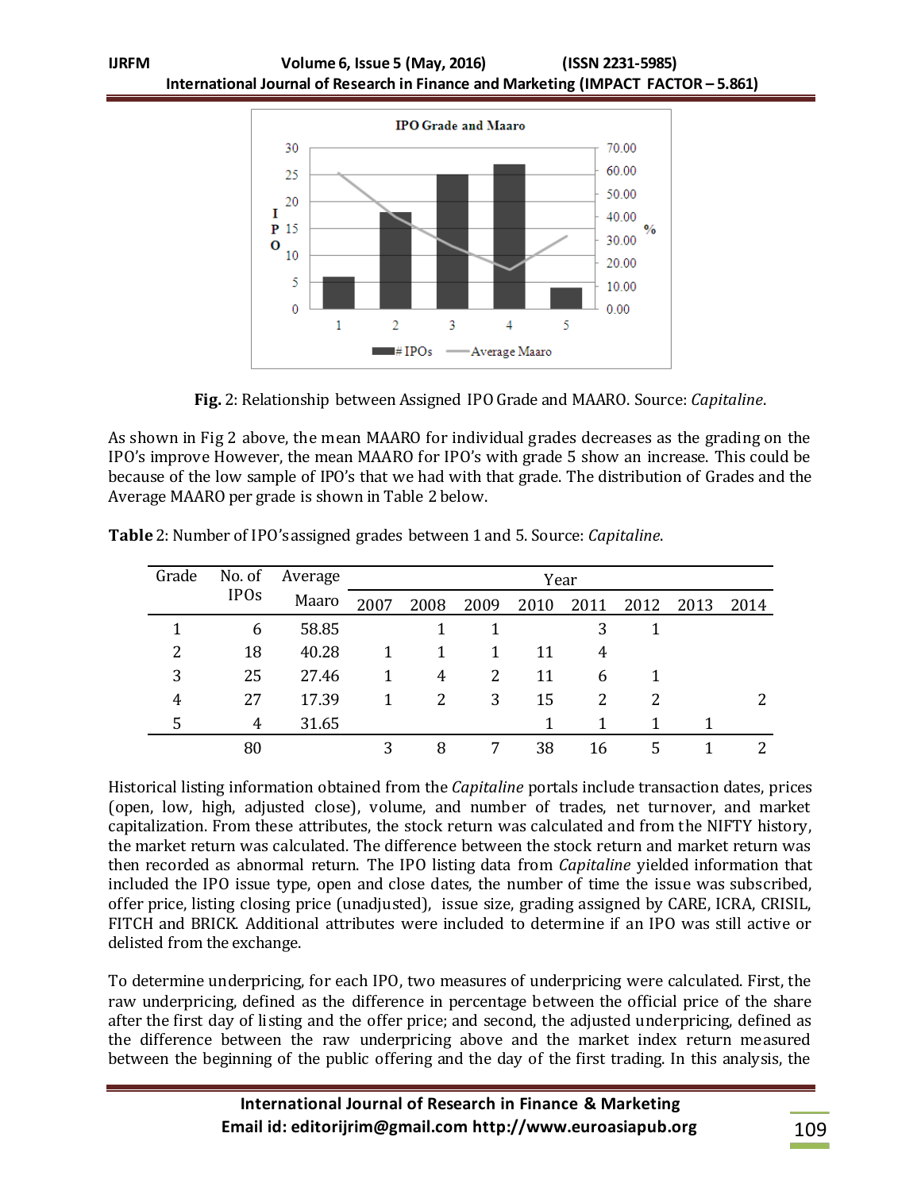**Fig.** 2: Relationship between Assigned IPO Grade and MAARO. Source: *Capitaline*.

As shown in Fig 2 above, the mean MAARO for individual grades decreases as the grading on the IPO's improve However, the mean MAARO for IPO's with grade 5 show an increase. This could be because of the low sample of IPO's that we had with that grade. The distribution of Grades and the Average MAARO per grade is shown in Table 2 below.

**Table** 2: Number of IPO's assigned grades between 1 and 5. Source: *Capitaline*.

| Grade | No. of IPOs | Average Maaro | Year | | | | | | | |
|---|---|---|---|---|---|---|---|---|---|---|
| | | | 2007 | 2008 | 2009 | 2010 | 2011 | 2012 | 2013 | 2014 |
| 1 | 6 | 58.85 | | 1 | 1 | | 3 | 1 | | |
| 2 | 18 | 40.28 | 1 | 1 | 1 | 11 | 4 | | | |
| 3 | 25 | 27.46 | 1 | 4 | 2 | 11 | 6 | 1 | | |
| 4 | 27 | 17.39 | 1 | 2 | 3 | 15 | 2 | 2 | | 2 |
| 5 | 4 | 31.65 | | | | 1 | 1 | 1 | 1 | |
| | 80 | | 3 | 8 | 7 | 38 | 16 | 5 | 1 | 2 |

Historical listing information obtained from the *Capitaline* portals include transaction dates, prices (open, low, high, adjusted close), volume, and number of trades, net turnover, and market capitalization. From these attributes, the stock return was calculated and from the NIFTY history, the market return was calculated. The difference between the stock return and market return was then recorded as abnormal return. The IPO listing data from *Capitaline* yielded information that included the IPO issue type, open and close dates, the number of time the issue was subscribed, offer price, listing closing price (unadjusted), issue size, grading assigned by CARE, ICRA, CRISIL, FITCH and BRICK. Additional attributes were included to determine if an IPO was still active or delisted from the exchange.

To determine underpricing, for each IPO, two measures of underpricing were calculated. First, the raw underpricing, defined as the difference in percentage between the official price of the share after the first day of listing and the offer price; and second, the adjusted underpricing, defined as the difference between the raw underpricing above and the market index return measured between the beginning of the public offering and the day of the first trading. In this analysis, the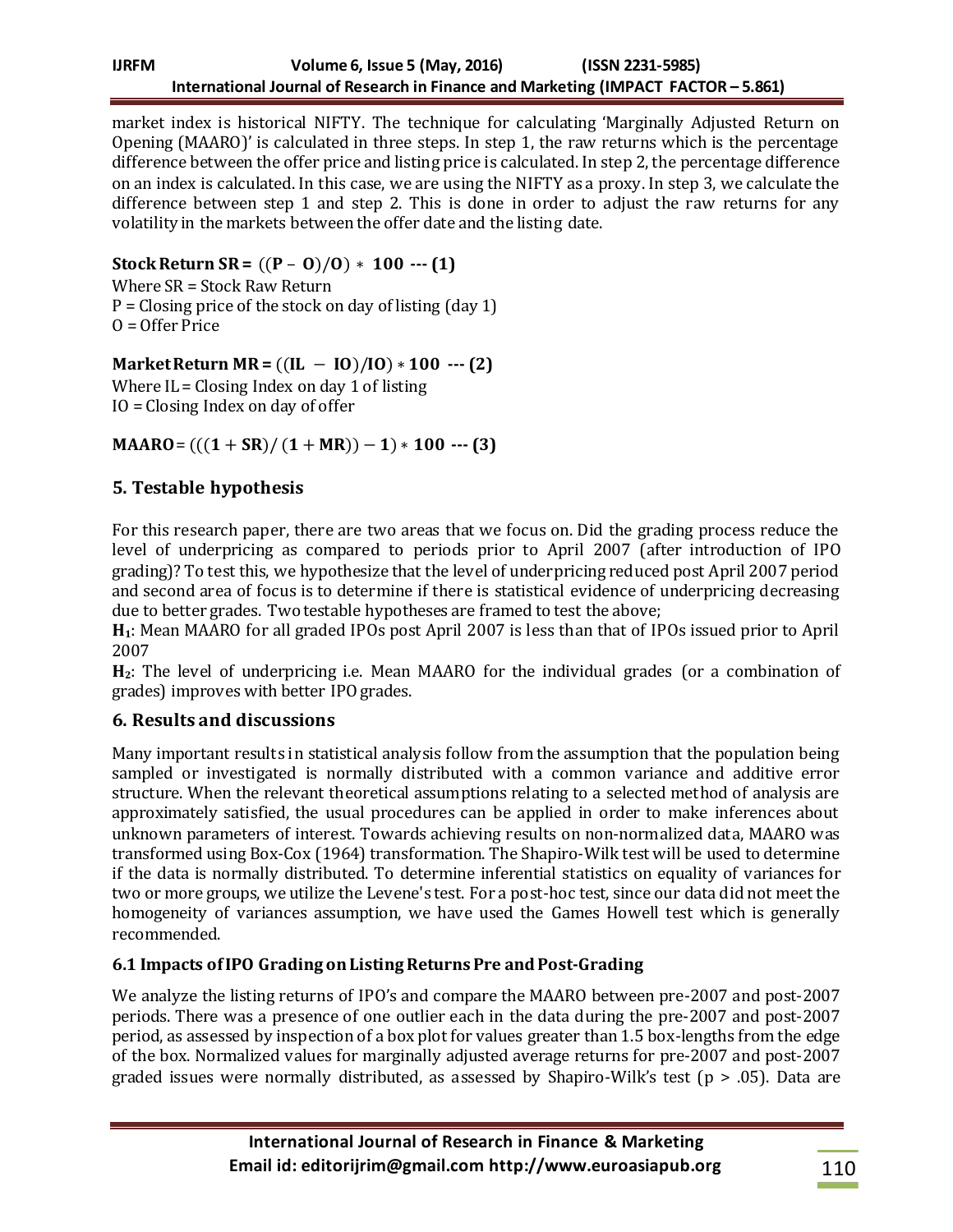market index is historical NIFTY. The technique for calculating 'Marginally Adjusted Return on Opening (MAARO)' is calculated in three steps. In step 1, the raw returns which is the percentage difference between the offer price and listing price is calculated. In step 2, the percentage difference on an index is calculated. In this case, we are using the NIFTY as a proxy. In step 3, we calculate the difference between step 1 and step 2. This is done in order to adjust the raw returns for any volatility in the markets between the offer date and the listing date.

**Stock Return SR =** $((\mathbf{P} - \mathbf{O})/\mathbf{O}) * \mathbf{100}$ **--- (1)**

Where SR = Stock Raw Return
P = Closing price of the stock on day of listing (day 1)
O = Offer Price

**Market Return MR =** $((\mathbf{IL} - \mathbf{IO})/\mathbf{IO}) * \mathbf{100}$ **--- (2)**

Where IL = Closing Index on day 1 of listing
IO = Closing Index on day of offer

**MAARO** = $(((\mathbf{1} + \mathbf{SR})/(\mathbf{1} + \mathbf{MR})) - \mathbf{1}) * \mathbf{100}$ **--- (3)**

## 5. Testable hypothesis

For this research paper, there are two areas that we focus on. Did the grading process reduce the level of underpricing as compared to periods prior to April 2007 (after introduction of IPO grading)? To test this, we hypothesize that the level of underpricing reduced post April 2007 period and second area of focus is to determine if there is statistical evidence of underpricing decreasing due to better grades. Two testable hypotheses are framed to test the above;

**$H_1$**: Mean MAARO for all graded IPOs post April 2007 is less than that of IPOs issued prior to April 2007

**$H_2$**: The level of underpricing i.e. Mean MAARO for the individual grades (or a combination of grades) improves with better IPO grades.

## 6. Results and discussions

Many important results in statistical analysis follow from the assumption that the population being sampled or investigated is normally distributed with a common variance and additive error structure. When the relevant theoretical assumptions relating to a selected method of analysis are approximately satisfied, the usual procedures can be applied in order to make inferences about unknown parameters of interest. Towards achieving results on non-normalized data, MAARO was transformed using Box-Cox (1964) transformation. The Shapiro-Wilk test will be used to determine if the data is normally distributed. To determine inferential statistics on equality of variances for two or more groups, we utilize the Levene's test. For a post-hoc test, since our data did not meet the homogeneity of variances assumption, we have used the Games Howell test which is generally recommended.

### 6.1 Impacts of IPO Grading on Listing Returns Pre and Post-Grading

We analyze the listing returns of IPO's and compare the MAARO between pre-2007 and post-2007 periods. There was a presence of one outlier each in the data during the pre-2007 and post-2007 period, as assessed by inspection of a box plot for values greater than 1.5 box-lengths from the edge of the box. Normalized values for marginally adjusted average returns for pre-2007 and post-2007 graded issues were normally distributed, as assessed by Shapiro-Wilk's test ($p > .05$). Data are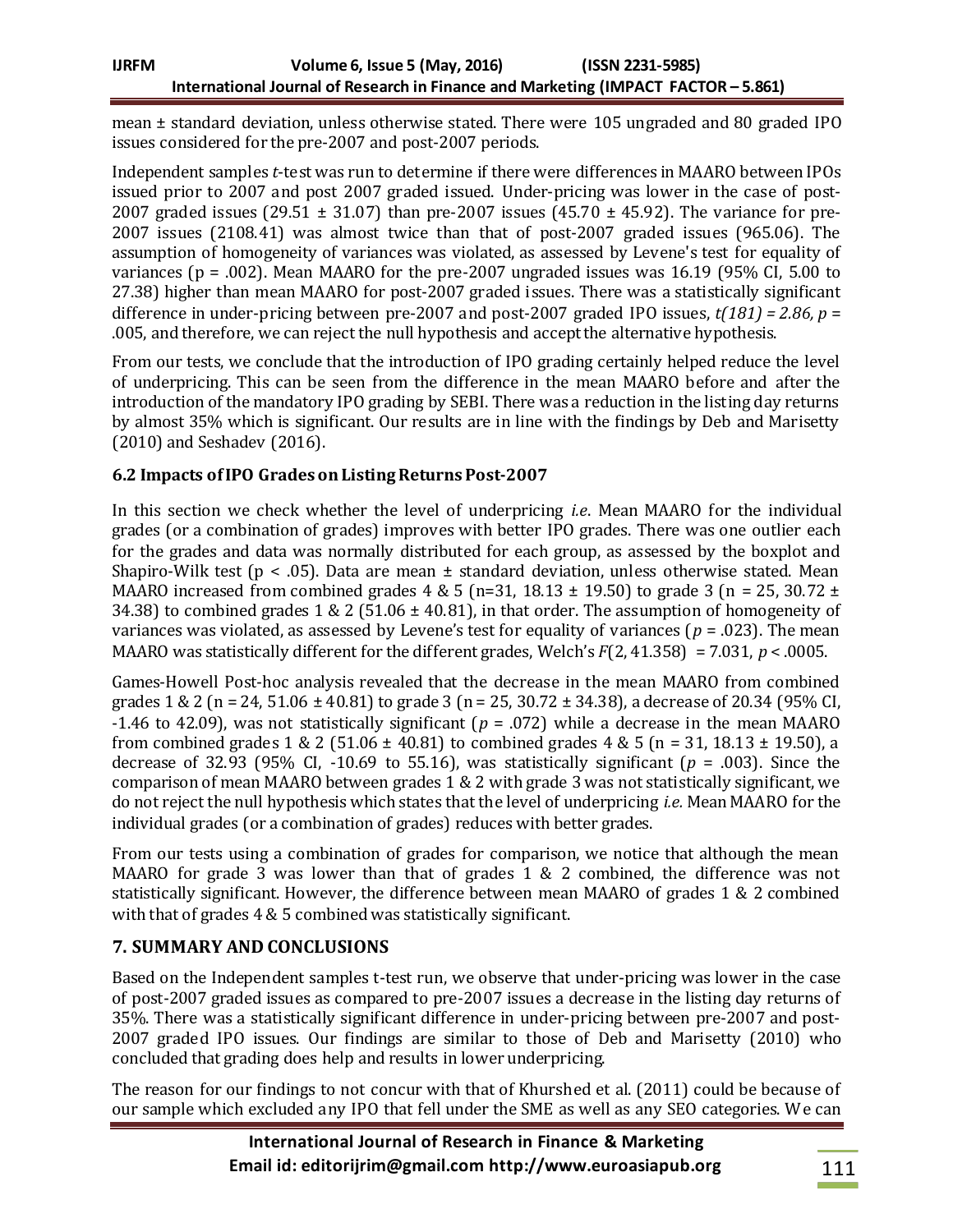mean ± standard deviation, unless otherwise stated. There were 105 ungraded and 80 graded IPO issues considered for the pre-2007 and post-2007 periods.

Independent samples *t*-test was run to determine if there were differences in MAARO between IPOs issued prior to 2007 and post 2007 graded issued. Under-pricing was lower in the case of post-2007 graded issues (29.51 ± 31.07) than pre-2007 issues (45.70 ± 45.92). The variance for pre-2007 issues (2108.41) was almost twice than that of post-2007 graded issues (965.06). The assumption of homogeneity of variances was violated, as assessed by Levene's test for equality of variances (p = .002). Mean MAARO for the pre-2007 ungraded issues was 16.19 (95% CI, 5.00 to 27.38) higher than mean MAARO for post-2007 graded issues. There was a statistically significant difference in under-pricing between pre-2007 and post-2007 graded IPO issues, $t(181) = 2.86$, $p = .005$, and therefore, we can reject the null hypothesis and accept the alternative hypothesis.

From our tests, we conclude that the introduction of IPO grading certainly helped reduce the level of underpricing. This can be seen from the difference in the mean MAARO before and after the introduction of the mandatory IPO grading by SEBI. There was a reduction in the listing day returns by almost 35% which is significant. Our results are in line with the findings by Deb and Marisetty (2010) and Seshadev (2016).

### 6.2 Impacts of IPO Grades on Listing Returns Post-2007

In this section we check whether the level of underpricing *i.e*. Mean MAARO for the individual grades (or a combination of grades) improves with better IPO grades. There was one outlier each for the grades and data was normally distributed for each group, as assessed by the boxplot and Shapiro-Wilk test ($p < .05$). Data are mean ± standard deviation, unless otherwise stated. Mean MAARO increased from combined grades 4 & 5 (n=31, 18.13 ± 19.50) to grade 3 (n = 25, 30.72 ± 34.38) to combined grades 1 & 2 (51.06 ± 40.81), in that order. The assumption of homogeneity of variances was violated, as assessed by Levene's test for equality of variances ($p = .023$). The mean MAARO was statistically different for the different grades, Welch's $F(2, 41.358) = 7.031$, $p < .0005$.

Games-Howell Post-hoc analysis revealed that the decrease in the mean MAARO from combined grades 1 & 2 (n = 24, 51.06 ± 40.81) to grade 3 (n = 25, 30.72 ± 34.38), a decrease of 20.34 (95% CI, -1.46 to 42.09), was not statistically significant ($p = .072$) while a decrease in the mean MAARO from combined grades 1 & 2 (51.06 ± 40.81) to combined grades 4 & 5 (n = 31, 18.13 ± 19.50), a decrease of 32.93 (95% CI, -10.69 to 55.16), was statistically significant ($p = .003$). Since the comparison of mean MAARO between grades 1 & 2 with grade 3 was not statistically significant, we do not reject the null hypothesis which states that the level of underpricing *i.e.* Mean MAARO for the individual grades (or a combination of grades) reduces with better grades.

From our tests using a combination of grades for comparison, we notice that although the mean MAARO for grade 3 was lower than that of grades 1 & 2 combined, the difference was not statistically significant. However, the difference between mean MAARO of grades 1 & 2 combined with that of grades 4 & 5 combined was statistically significant.

## 7. SUMMARY AND CONCLUSIONS

Based on the Independent samples t-test run, we observe that under-pricing was lower in the case of post-2007 graded issues as compared to pre-2007 issues a decrease in the listing day returns of 35%. There was a statistically significant difference in under-pricing between pre-2007 and post-2007 graded IPO issues. Our findings are similar to those of Deb and Marisetty (2010) who concluded that grading does help and results in lower underpricing.

The reason for our findings to not concur with that of Khurshed et al. (2011) could be because of our sample which excluded any IPO that fell under the SME as well as any SEO categories. We can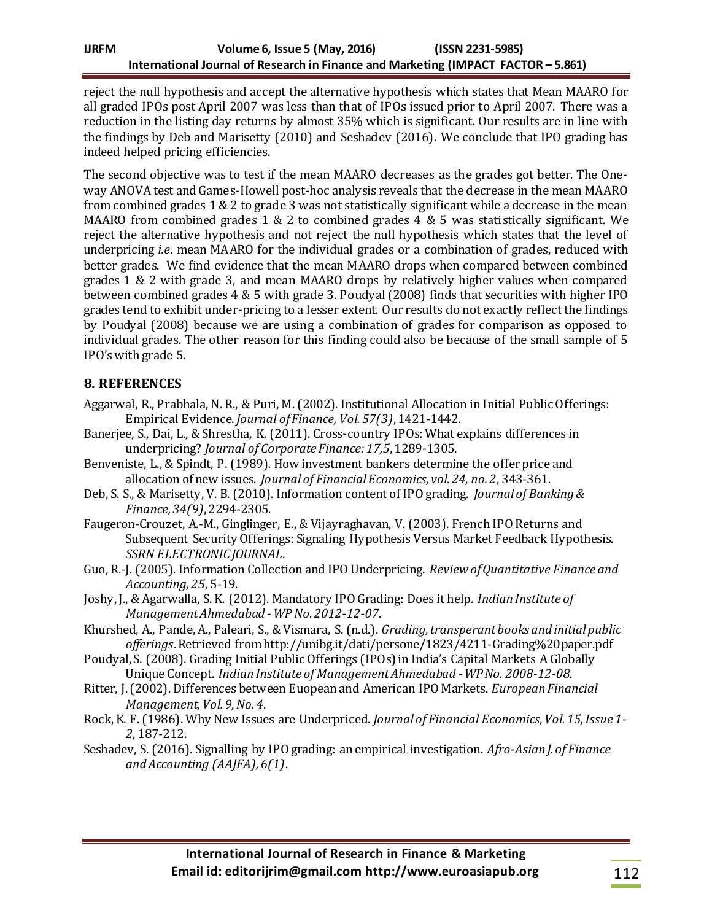reject the null hypothesis and accept the alternative hypothesis which states that Mean MAARO for all graded IPOs post April 2007 was less than that of IPOs issued prior to April 2007. There was a reduction in the listing day returns by almost 35% which is significant. Our results are in line with the findings by Deb and Marisetty (2010) and Seshadev (2016). We conclude that IPO grading has indeed helped pricing efficiencies.

The second objective was to test if the mean MAARO decreases as the grades got better. The One-way ANOVA test and Games-Howell post-hoc analysis reveals that the decrease in the mean MAARO from combined grades 1 & 2 to grade 3 was not statistically significant while a decrease in the mean MAARO from combined grades 1 & 2 to combined grades 4 & 5 was statistically significant. We reject the alternative hypothesis and not reject the null hypothesis which states that the level of underpricing *i.e*. mean MAARO for the individual grades or a combination of grades, reduced with better grades. We find evidence that the mean MAARO drops when compared between combined grades 1 & 2 with grade 3, and mean MAARO drops by relatively higher values when compared between combined grades 4 & 5 with grade 3. Poudyal (2008) finds that securities with higher IPO grades tend to exhibit under-pricing to a lesser extent. Our results do not exactly reflect the findings by Poudyal (2008) because we are using a combination of grades for comparison as opposed to individual grades. The other reason for this finding could also be because of the small sample of 5 IPO's with grade 5.

## 8. REFERENCES

Aggarwal, R., Prabhala, N. R., & Puri, M. (2002). Institutional Allocation in Initial Public Offerings: Empirical Evidence. *Journal of Finance, Vol. 57(3)*, 1421-1442.

Banerjee, S., Dai, L., & Shrestha, K. (2011). Cross-country IPOs: What explains differences in underpricing? *Journal of Corporate Finance: 17,5*, 1289-1305.

Benveniste, L., & Spindt, P. (1989). How investment bankers determine the offer price and allocation of new issues. *Journal of Financial Economics, vol. 24, no. 2*, 343-361.

Deb, S. S., & Marisetty, V. B. (2010). Information content of IPO grading. *Journal of Banking & Finance, 34(9)*, 2294-2305.

Faugeron-Crouzet, A.-M., Ginglinger, E., & Vijayraghavan, V. (2003). French IPO Returns and Subsequent Security Offerings: Signaling Hypothesis Versus Market Feedback Hypothesis. *SSRN ELECTRONIC JOURNAL*.

Guo, R.-J. (2005). Information Collection and IPO Underpricing. *Review of Quantitative Finance and Accounting, 25*, 5-19.

Joshy, J., & Agarwalla, S. K. (2012). Mandatory IPO Grading: Does it help. *Indian Institute of Management Ahmedabad - WP No. 2012-12-07*.

Khurshed, A., Pande, A., Paleari, S., & Vismara, S. (n.d.). *Grading, transperant books and initial public offerings*. Retrieved from http://unibg.it/dati/persone/1823/4211-Grading%20paper.pdf

Poudyal, S. (2008). Grading Initial Public Offerings (IPOs) in India's Capital Markets A Globally Unique Concept. *Indian Institute of Management Ahmedabad - WP No. 2008-12-08*.

Ritter, J. (2002). Differences between Euopean and American IPO Markets. *European Financial Management, Vol. 9, No. 4*.

Rock, K. F. (1986). Why New Issues are Underpriced. *Journal of Financial Economics, Vol. 15, Issue 1-2*, 187-212.

Seshadev, S. (2016). Signalling by IPO grading: an empirical investigation. *Afro-Asian J. of Finance and Accounting (AAJFA), 6(1)*.